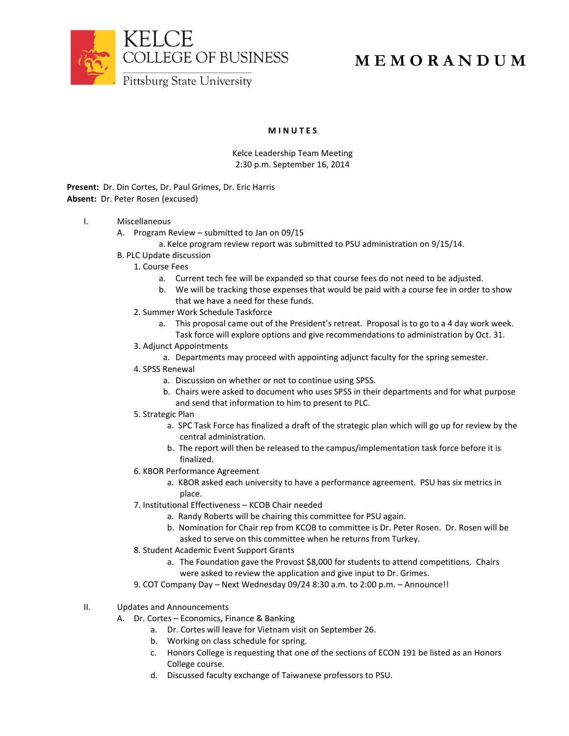KELCE COLLEGE OF BUSINESS
Pittsburg State University

# MEMORANDUM

## MINUTES

Kelce Leadership Team Meeting
2:30 p.m. September 16, 2014

**Present:** Dr. Din Cortes, Dr. Paul Grimes, Dr. Eric Harris
**Absent:** Dr. Peter Rosen (excused)

I. Miscellaneous
  A. Program Review – submitted to Jan on 09/15
    a. Kelce program review report was submitted to PSU administration on 9/15/14.
  B. PLC Update discussion
    1. Course Fees
      a. Current tech fee will be expanded so that course fees do not need to be adjusted.
      b. We will be tracking those expenses that would be paid with a course fee in order to show that we have a need for these funds.
    2. Summer Work Schedule Taskforce
      a. This proposal came out of the President's retreat. Proposal is to go to a 4 day work week. Task force will explore options and give recommendations to administration by Oct. 31.
    3. Adjunct Appointments
      a. Departments may proceed with appointing adjunct faculty for the spring semester.
    4. SPSS Renewal
      a. Discussion on whether or not to continue using SPSS.
      b. Chairs were asked to document who uses SPSS in their departments and for what purpose and send that information to him to present to PLC.
    5. Strategic Plan
      a. SPC Task Force has finalized a draft of the strategic plan which will go up for review by the central administration.
      b. The report will then be released to the campus/implementation task force before it is finalized.
    6. KBOR Performance Agreement
      a. KBOR asked each university to have a performance agreement. PSU has six metrics in place.
    7. Institutional Effectiveness – KCOB Chair needed
      a. Randy Roberts will be chairing this committee for PSU again.
      b. Nomination for Chair rep from KCOB to committee is Dr. Peter Rosen. Dr. Rosen will be asked to serve on this committee when he returns from Turkey.
    8. Student Academic Event Support Grants
      a. The Foundation gave the Provost $8,000 for students to attend competitions. Chairs were asked to review the application and give input to Dr. Grimes.
    9. COT Company Day – Next Wednesday 09/24 8:30 a.m. to 2:00 p.m. – Announce!!

II. Updates and Announcements
  A. Dr. Cortes – Economics, Finance & Banking
    a. Dr. Cortes will leave for Vietnam visit on September 26.
    b. Working on class schedule for spring.
    c. Honors College is requesting that one of the sections of ECON 191 be listed as an Honors College course.
    d. Discussed faculty exchange of Taiwanese professors to PSU.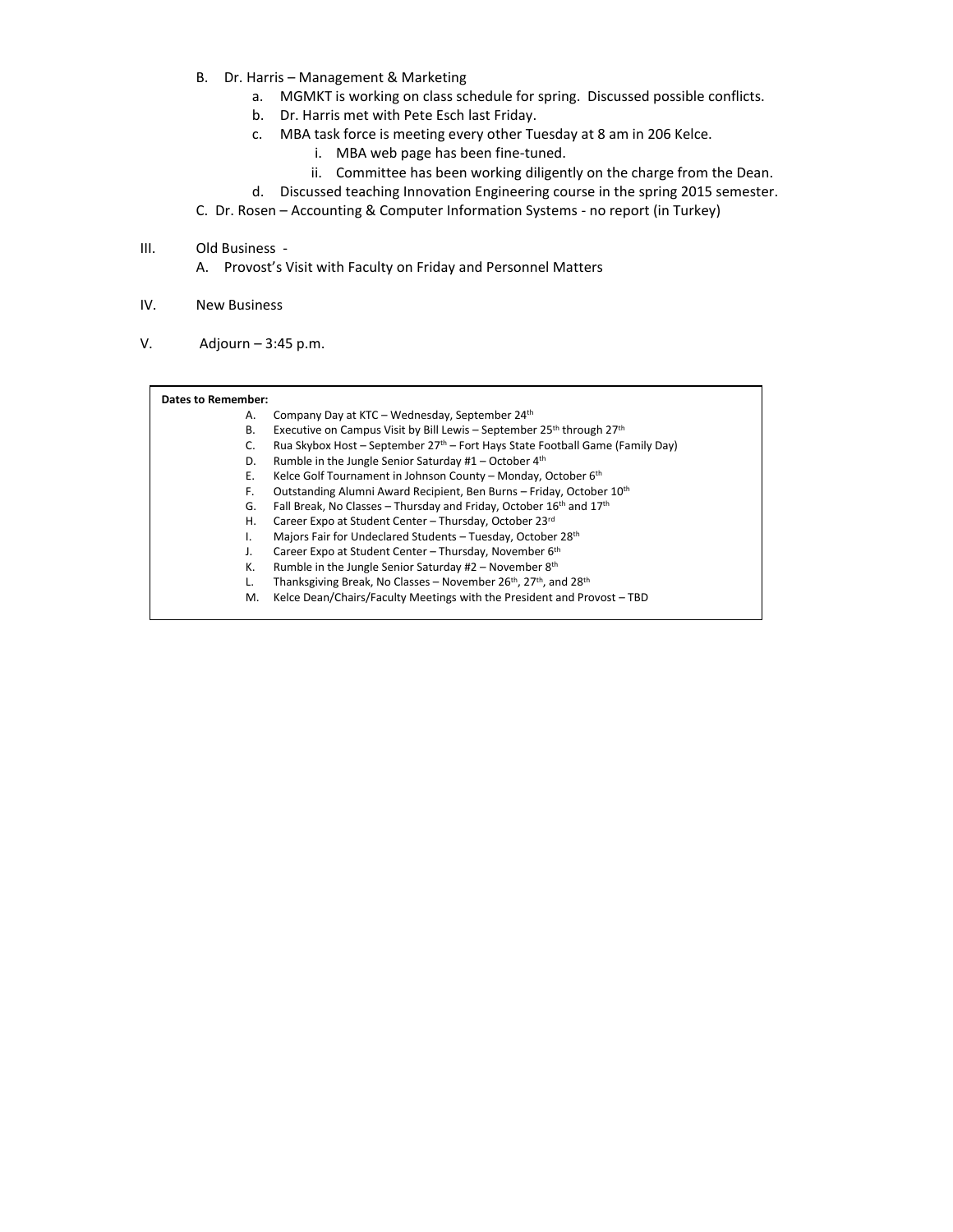B. Dr. Harris – Management & Marketing
   a. MGMKT is working on class schedule for spring. Discussed possible conflicts.
   b. Dr. Harris met with Pete Esch last Friday.
   c. MBA task force is meeting every other Tuesday at 8 am in 206 Kelce.
      i. MBA web page has been fine-tuned.
      ii. Committee has been working diligently on the charge from the Dean.
   d. Discussed teaching Innovation Engineering course in the spring 2015 semester.

C. Dr. Rosen – Accounting & Computer Information Systems - no report (in Turkey)

III. Old Business -
   A. Provost's Visit with Faculty on Friday and Personnel Matters

IV. New Business

V. Adjourn – 3:45 p.m.

**Dates to Remember:**

A. Company Day at KTC – Wednesday, September 24th
B. Executive on Campus Visit by Bill Lewis – September 25th through 27th
C. Rua Skybox Host – September 27th – Fort Hays State Football Game (Family Day)
D. Rumble in the Jungle Senior Saturday #1 – October 4th
E. Kelce Golf Tournament in Johnson County – Monday, October 6th
F. Outstanding Alumni Award Recipient, Ben Burns – Friday, October 10th
G. Fall Break, No Classes – Thursday and Friday, October 16th and 17th
H. Career Expo at Student Center – Thursday, October 23rd
I. Majors Fair for Undeclared Students – Tuesday, October 28th
J. Career Expo at Student Center – Thursday, November 6th
K. Rumble in the Jungle Senior Saturday #2 – November 8th
L. Thanksgiving Break, No Classes – November 26th, 27th, and 28th
M. Kelce Dean/Chairs/Faculty Meetings with the President and Provost – TBD